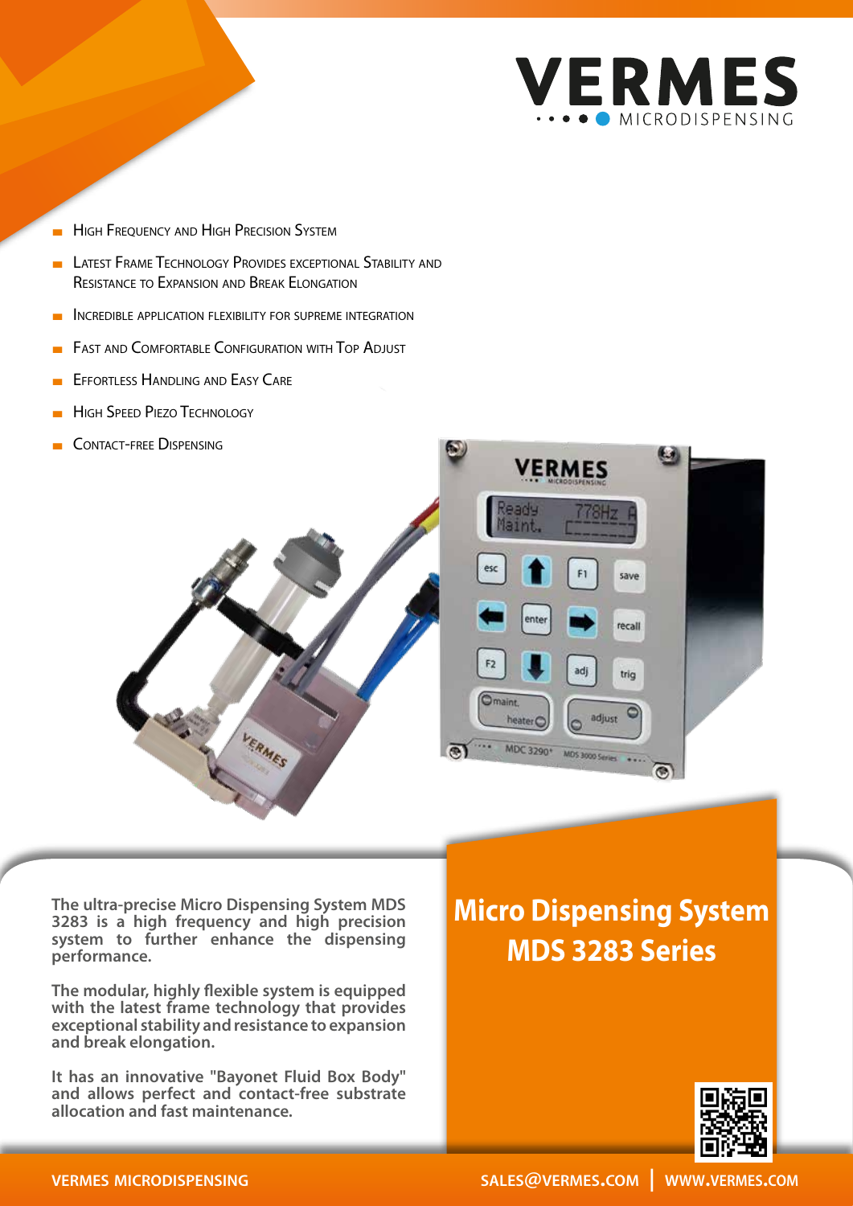# VERMES MICRODISPENSING

- High Frequency and High Precision System
- Latest Frame Technology Provides exceptional Stability and Resistance to Expansion and Break Elongation
- Incredible application flexibility for supreme integration
- Fast and Comfortable Configuration with Top Adjust
- Effortless Handling and Easy Care
- High Speed Piezo Technology
- Contact-free Dispensing

## Micro Dispensing System MDS 3283 Series

**The ultra-precise Micro Dispensing System MDS 3283 is a high frequency and high precision system to further enhance the dispensing performance.**

**The modular, highly flexible system is equipped with the latest frame technology that provides exceptional stability and resistance to expansion and break elongation.**

**It has an innovative "Bayonet Fluid Box Body" and allows perfect and contact-free substrate allocation and fast maintenance.**

**VERMES MICRODISPENSING** | **SALES@VERMES.COM** | **WWW.VERMES.COM**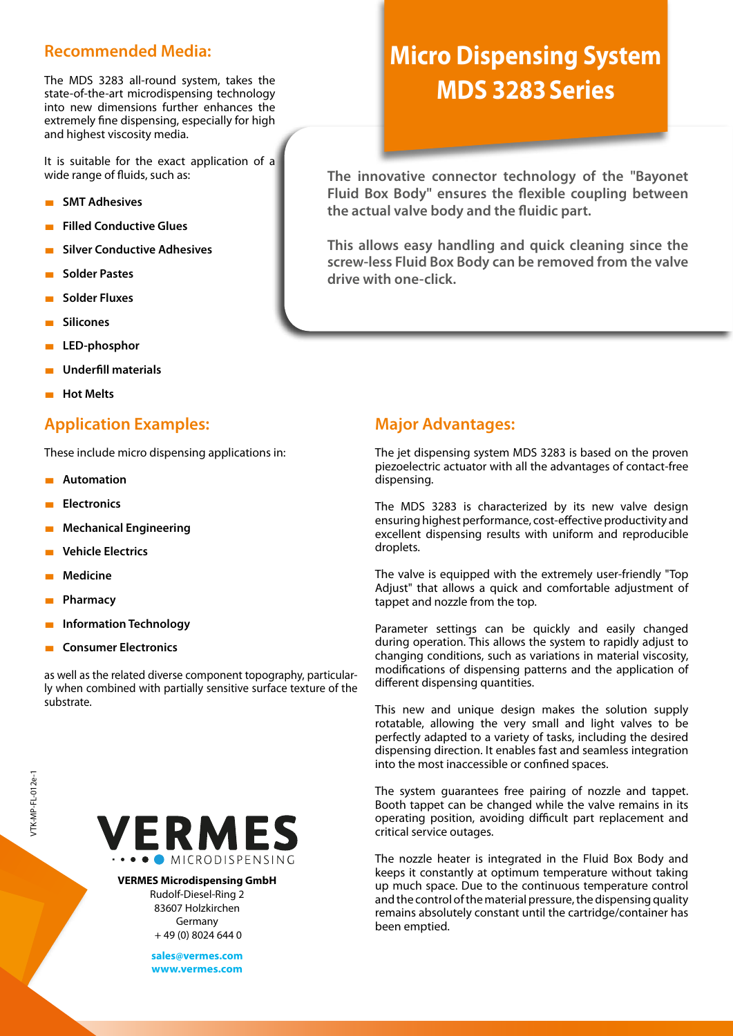# Micro Dispensing System MDS 3283 Series

**The innovative connector technology of the "Bayonet Fluid Box Body" ensures the flexible coupling between the actual valve body and the fluidic part.**

**This allows easy handling and quick cleaning since the screw-less Fluid Box Body can be removed from the valve drive with one-click.**

## Recommended Media:

The MDS 3283 all-round system, takes the state-of-the-art microdispensing technology into new dimensions further enhances the extremely fine dispensing, especially for high and highest viscosity media.

It is suitable for the exact application of a wide range of fluids, such as:

- **SMT Adhesives**
- **Filled Conductive Glues**
- **Silver Conductive Adhesives**
- **Solder Pastes**
- **Solder Fluxes**
- **Silicones**
- **LED-phosphor**
- **Underfill materials**
- **Hot Melts**

## Application Examples:

These include micro dispensing applications in:

- **Automation**
- **Electronics**
- **Mechanical Engineering**
- **Vehicle Electrics**
- **Medicine**
- **Pharmacy**
- **Information Technology**
- **Consumer Electronics**

as well as the related diverse component topography, particularly when combined with partially sensitive surface texture of the substrate.

## Major Advantages:

The jet dispensing system MDS 3283 is based on the proven piezoelectric actuator with all the advantages of contact-free dispensing.

The MDS 3283 is characterized by its new valve design ensuring highest performance, cost-effective productivity and excellent dispensing results with uniform and reproducible droplets.

The valve is equipped with the extremely user-friendly "Top Adjust" that allows a quick and comfortable adjustment of tappet and nozzle from the top.

Parameter settings can be quickly and easily changed during operation. This allows the system to rapidly adjust to changing conditions, such as variations in material viscosity, modifications of dispensing patterns and the application of different dispensing quantities.

This new and unique design makes the solution supply rotatable, allowing the very small and light valves to be perfectly adapted to a variety of tasks, including the desired dispensing direction. It enables fast and seamless integration into the most inaccessible or confined spaces.

The system guarantees free pairing of nozzle and tappet. Booth tappet can be changed while the valve remains in its operating position, avoiding difficult part replacement and critical service outages.

The nozzle heater is integrated in the Fluid Box Body and keeps it constantly at optimum temperature without taking up much space. Due to the continuous temperature control and the control of the material pressure, the dispensing quality remains absolutely constant until the cartridge/container has been emptied.

VERMES MICRODISPENSING

**VERMES Microdispensing GmbH**
Rudolf-Diesel-Ring 2
83607 Holzkirchen
Germany
+ 49 (0) 8024 644 0

**sales@vermes.com**
**www.vermes.com**

VTK-MP-FL-012e-1